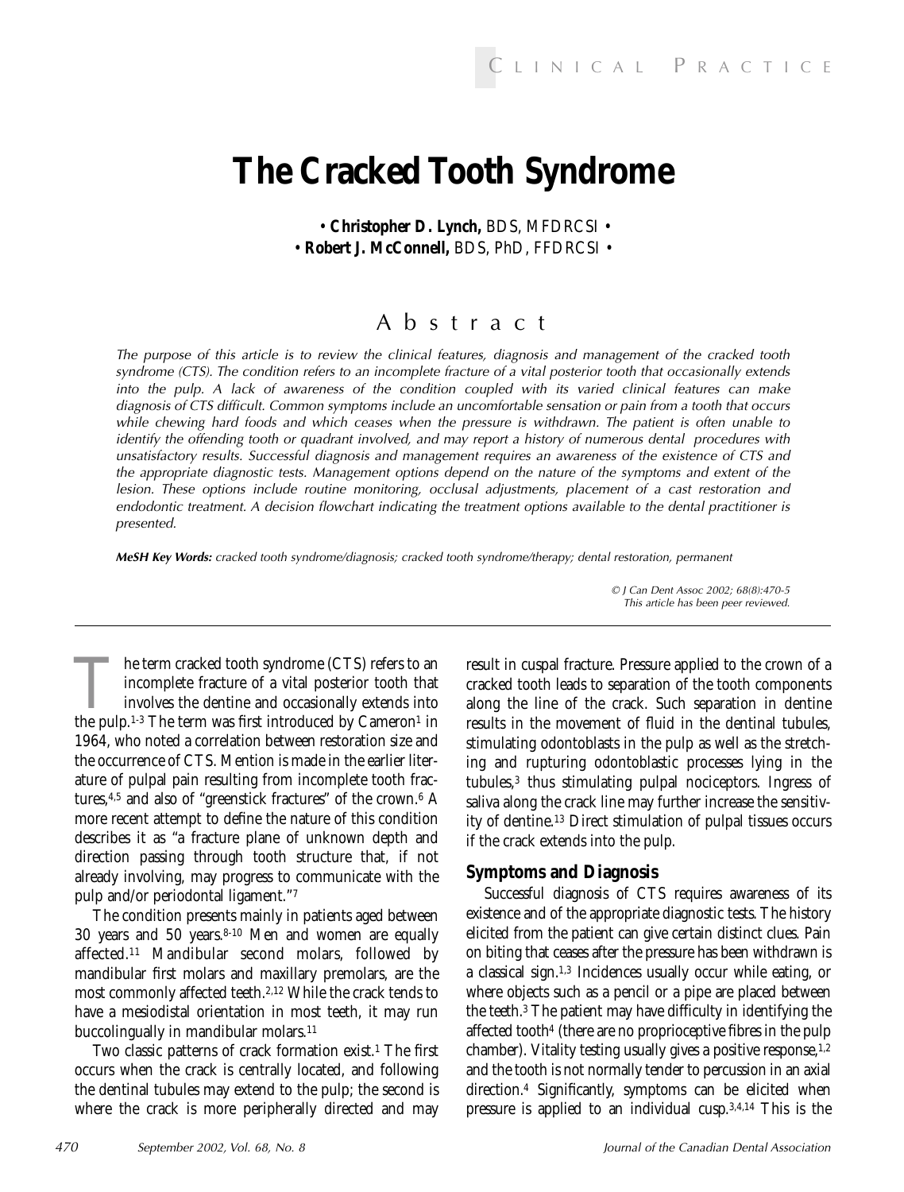# The Cracked Tooth Syndrome

• **Christopher D. Lynch,** BDS, MFDRCSI •
• **Robert J. McConnell,** BDS, PhD, FFDRCSI •

## Abstract

*The purpose of this article is to review the clinical features, diagnosis and management of the cracked tooth syndrome (CTS). The condition refers to an incomplete fracture of a vital posterior tooth that occasionally extends into the pulp. A lack of awareness of the condition coupled with its varied clinical features can make diagnosis of CTS difficult. Common symptoms include an uncomfortable sensation or pain from a tooth that occurs while chewing hard foods and which ceases when the pressure is withdrawn. The patient is often unable to identify the offending tooth or quadrant involved, and may report a history of numerous dental procedures with unsatisfactory results. Successful diagnosis and management requires an awareness of the existence of CTS and the appropriate diagnostic tests. Management options depend on the nature of the symptoms and extent of the lesion. These options include routine monitoring, occlusal adjustments, placement of a cast restoration and endodontic treatment. A decision flowchart indicating the treatment options available to the dental practitioner is presented.*

***MeSH Key Words:*** *cracked tooth syndrome/diagnosis; cracked tooth syndrome/therapy; dental restoration, permanent*

*© J Can Dent Assoc 2002; 68(8):470-5*
*This article has been peer reviewed.*

---

The term cracked tooth syndrome (CTS) refers to an incomplete fracture of a vital posterior tooth that involves the dentine and occasionally extends into the pulp.[1-3] The term was first introduced by Cameron[1] in 1964, who noted a correlation between restoration size and the occurrence of CTS. Mention is made in the earlier literature of pulpal pain resulting from incomplete tooth fractures,[4,5] and also of "greenstick fractures" of the crown.[6] A more recent attempt to define the nature of this condition describes it as "a fracture plane of unknown depth and direction passing through tooth structure that, if not already involving, may progress to communicate with the pulp and/or periodontal ligament."[7]

The condition presents mainly in patients aged between 30 years and 50 years.[8-10] Men and women are equally affected.[11] Mandibular second molars, followed by mandibular first molars and maxillary premolars, are the most commonly affected teeth.[2,12] While the crack tends to have a mesiodistal orientation in most teeth, it may run buccolingually in mandibular molars.[11]

Two classic patterns of crack formation exist.[1] The first occurs when the crack is centrally located, and following the dentinal tubules may extend to the pulp; the second is where the crack is more peripherally directed and may result in cuspal fracture. Pressure applied to the crown of a cracked tooth leads to separation of the tooth components along the line of the crack. Such separation in dentine results in the movement of fluid in the dentinal tubules, stimulating odontoblasts in the pulp as well as the stretching and rupturing odontoblastic processes lying in the tubules,[3] thus stimulating pulpal nociceptors. Ingress of saliva along the crack line may further increase the sensitivity of dentine.[13] Direct stimulation of pulpal tissues occurs if the crack extends into the pulp.

## Symptoms and Diagnosis

Successful diagnosis of CTS requires awareness of its existence and of the appropriate diagnostic tests. The history elicited from the patient can give certain distinct clues. Pain on biting that ceases after the pressure has been withdrawn is a classical sign.[1,3] Incidences usually occur while eating, or where objects such as a pencil or a pipe are placed between the teeth.[3] The patient may have difficulty in identifying the affected tooth[4] (there are no proprioceptive fibres in the pulp chamber). Vitality testing usually gives a positive response,[1,2] and the tooth is not normally tender to percussion in an axial direction.[4] Significantly, symptoms can be elicited when pressure is applied to an individual cusp.[3,4,14] This is the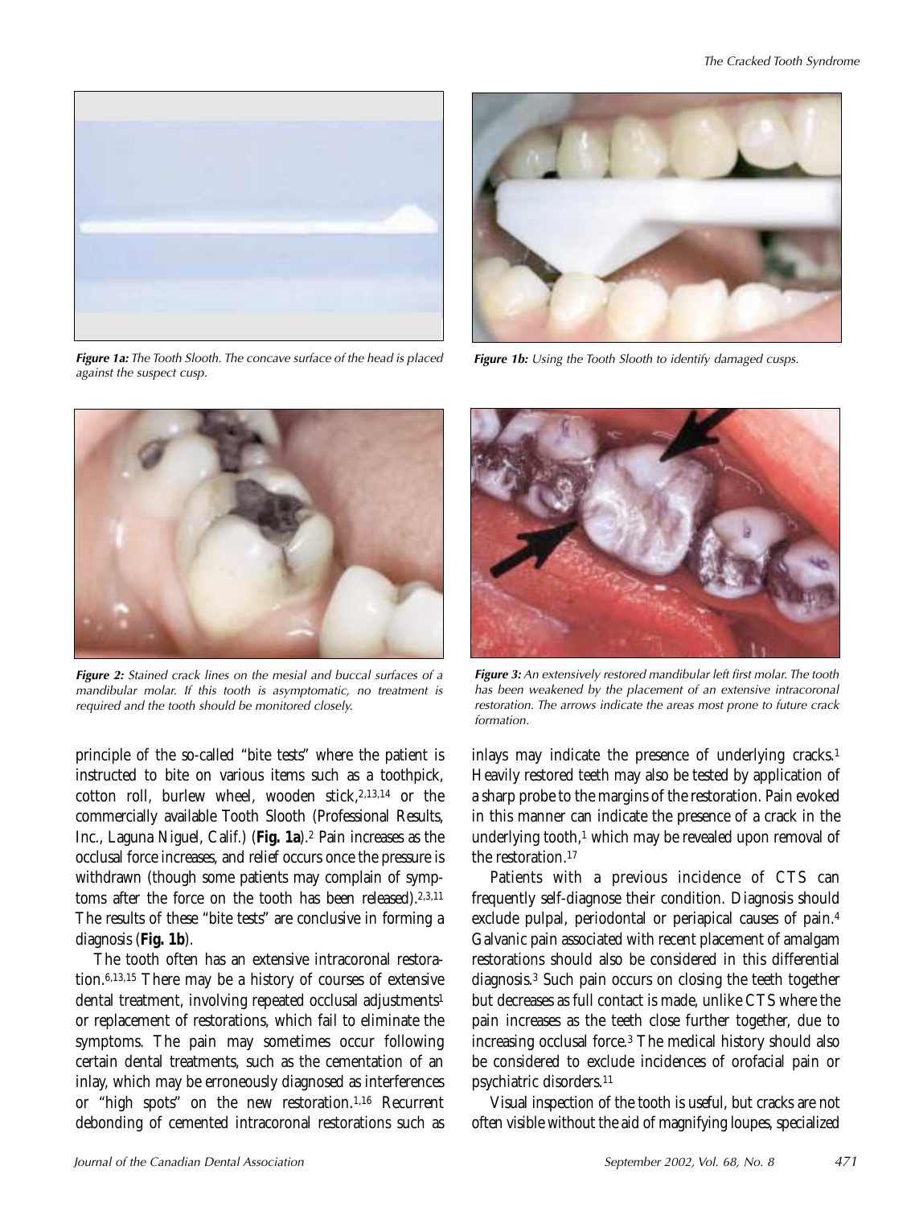*Figure 1a: The Tooth Slooth. The concave surface of the head is placed against the suspect cusp.*

*Figure 1b: Using the Tooth Slooth to identify damaged cusps.*

*Figure 2: Stained crack lines on the mesial and buccal surfaces of a mandibular molar. If this tooth is asymptomatic, no treatment is required and the tooth should be monitored closely.*

*Figure 3: An extensively restored mandibular left first molar. The tooth has been weakened by the placement of an extensive intracoronal restoration. The arrows indicate the areas most prone to future crack formation.*

principle of the so-called "bite tests" where the patient is instructed to bite on various items such as a toothpick, cotton roll, burlew wheel, wooden stick,[2,13,14] or the commercially available Tooth Slooth (Professional Results, Inc., Laguna Niguel, Calif.) (**Fig. 1a**).[2] Pain increases as the occlusal force increases, and relief occurs once the pressure is withdrawn (though some patients may complain of symptoms after the force on the tooth has been released).[2,3,11] The results of these "bite tests" are conclusive in forming a diagnosis (**Fig. 1b**).

The tooth often has an extensive intracoronal restoration.[6,13,15] There may be a history of courses of extensive dental treatment, involving repeated occlusal adjustments[1] or replacement of restorations, which fail to eliminate the symptoms. The pain may sometimes occur following certain dental treatments, such as the cementation of an inlay, which may be erroneously diagnosed as interferences or "high spots" on the new restoration.[1,16] Recurrent debonding of cemented intracoronal restorations such as inlays may indicate the presence of underlying cracks.[1] Heavily restored teeth may also be tested by application of a sharp probe to the margins of the restoration. Pain evoked in this manner can indicate the presence of a crack in the underlying tooth,[1] which may be revealed upon removal of the restoration.[17]

Patients with a previous incidence of CTS can frequently self-diagnose their condition. Diagnosis should exclude pulpal, periodontal or periapical causes of pain.[4] Galvanic pain associated with recent placement of amalgam restorations should also be considered in this differential diagnosis.[3] Such pain occurs on closing the teeth together but decreases as full contact is made, unlike CTS where the pain increases as the teeth close further together, due to increasing occlusal force.[3] The medical history should also be considered to exclude incidences of orofacial pain or psychiatric disorders.[11]

Visual inspection of the tooth is useful, but cracks are not often visible without the aid of magnifying loupes, specialized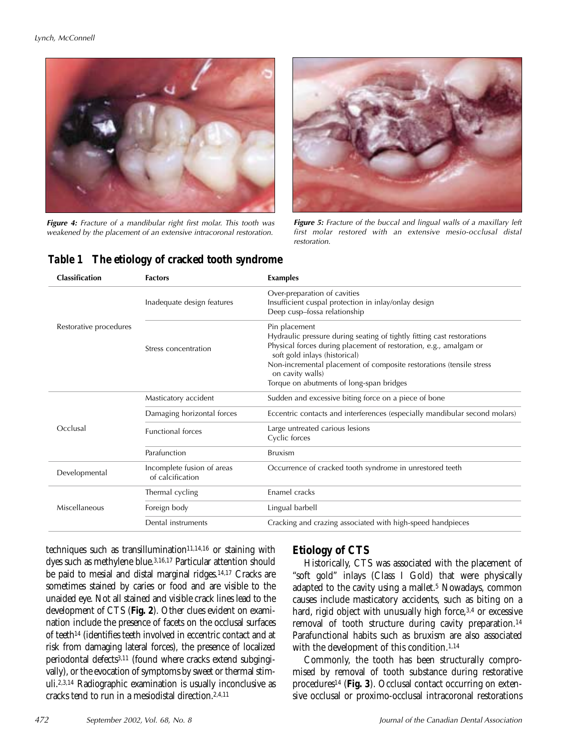*Figure 4:* Fracture of a mandibular right first molar. This tooth was weakened by the placement of an extensive intracoronal restoration.

*Figure 5:* Fracture of the buccal and lingual walls of a maxillary left first molar restored with an extensive mesio-occlusal distal restoration.

**Table 1 The etiology of cracked tooth syndrome**

| Classification | Factors | Examples |
|---|---|---|
| Restorative procedures | Inadequate design features | Over-preparation of cavities<br>Insufficient cuspal protection in inlay/onlay design<br>Deep cusp–fossa relationship |
| | Stress concentration | Pin placement<br>Hydraulic pressure during seating of tightly fitting cast restorations<br>Physical forces during placement of restoration, e.g., amalgam or soft gold inlays (historical)<br>Non-incremental placement of composite restorations (tensile stress on cavity walls)<br>Torque on abutments of long-span bridges |
| Occlusal | Masticatory accident | Sudden and excessive biting force on a piece of bone |
| | Damaging horizontal forces | Eccentric contacts and interferences (especially mandibular second molars) |
| | Functional forces | Large untreated carious lesions<br>Cyclic forces |
| | Parafunction | Bruxism |
| Developmental | Incomplete fusion of areas of calcification | Occurrence of cracked tooth syndrome in unrestored teeth |
| Miscellaneous | Thermal cycling | Enamel cracks |
| | Foreign body | Lingual barbell |
| | Dental instruments | Cracking and crazing associated with high-speed handpieces |

techniques such as transillumination[11,14,16] or staining with dyes such as methylene blue.[3,16,17] Particular attention should be paid to mesial and distal marginal ridges.[14,17] Cracks are sometimes stained by caries or food and are visible to the unaided eye. Not all stained and visible crack lines lead to the development of CTS (**Fig. 2**). Other clues evident on examination include the presence of facets on the occlusal surfaces of teeth[14] (identifies teeth involved in eccentric contact and at risk from damaging lateral forces), the presence of localized periodontal defects[3,11] (found where cracks extend subgingivally), or the evocation of symptoms by sweet or thermal stimuli.[2,3,14] Radiographic examination is usually inconclusive as cracks tend to run in a mesiodistal direction.[2,4,11]

## Etiology of CTS

Historically, CTS was associated with the placement of "soft gold" inlays (Class I Gold) that were physically adapted to the cavity using a mallet.[5] Nowadays, common causes include masticatory accidents, such as biting on a hard, rigid object with unusually high force,[3,4] or excessive removal of tooth structure during cavity preparation.[14] Parafunctional habits such as bruxism are also associated with the development of this condition.[1,14]

Commonly, the tooth has been structurally compromised by removal of tooth substance during restorative procedures[14] (**Fig. 3**). Occlusal contact occurring on extensive occlusal or proximo-occlusal intracoronal restorations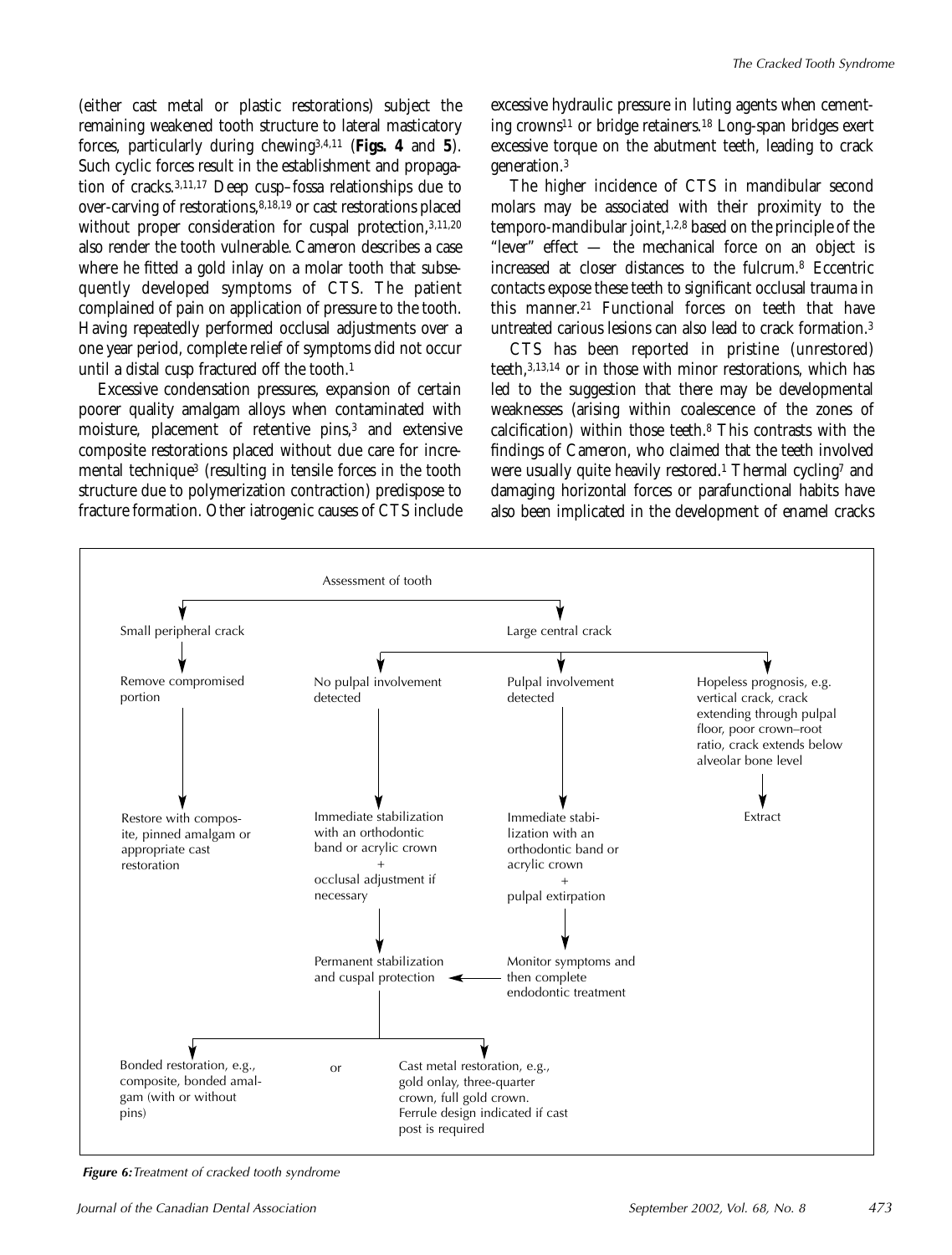(either cast metal or plastic restorations) subject the remaining weakened tooth structure to lateral masticatory forces, particularly during chewing[3,4,11] (**Figs. 4** and **5**). Such cyclic forces result in the establishment and propagation of cracks.[3,11,17] Deep cusp–fossa relationships due to over-carving of restorations,[8,18,19] or cast restorations placed without proper consideration for cuspal protection,[3,11,20] also render the tooth vulnerable. Cameron describes a case where he fitted a gold inlay on a molar tooth that subsequently developed symptoms of CTS. The patient complained of pain on application of pressure to the tooth. Having repeatedly performed occlusal adjustments over a one year period, complete relief of symptoms did not occur until a distal cusp fractured off the tooth.[1]

Excessive condensation pressures, expansion of certain poorer quality amalgam alloys when contaminated with moisture, placement of retentive pins,[3] and extensive composite restorations placed without due care for incremental technique[3] (resulting in tensile forces in the tooth structure due to polymerization contraction) predispose to fracture formation. Other iatrogenic causes of CTS include excessive hydraulic pressure in luting agents when cementing crowns[11] or bridge retainers.[18] Long-span bridges exert excessive torque on the abutment teeth, leading to crack generation.[3]

The higher incidence of CTS in mandibular second molars may be associated with their proximity to the temporo-mandibular joint,[1,2,8] based on the principle of the "lever" effect — the mechanical force on an object is increased at closer distances to the fulcrum.[8] Eccentric contacts expose these teeth to significant occlusal trauma in this manner.[21] Functional forces on teeth that have untreated carious lesions can also lead to crack formation.[3]

CTS has been reported in pristine (unrestored) teeth,[3,13,14] or in those with minor restorations, which has led to the suggestion that there may be developmental weaknesses (arising within coalescence of the zones of calcification) within those teeth.[8] This contrasts with the findings of Cameron, who claimed that the teeth involved were usually quite heavily restored.[1] Thermal cycling[7] and damaging horizontal forces or parafunctional habits have also been implicated in the development of enamel cracks

Assessment of tooth

- Small peripheral crack
  - Remove compromised portion
    - Restore with composite, pinned amalgam or appropriate cast restoration
- Large central crack
  - No pulpal involvement detected
    - Immediate stabilization with an orthodontic band or acrylic crown + occlusal adjustment if necessary
      - Permanent stabilization and cuspal protection
  - Pulpal involvement detected
    - Immediate stabilization with an orthodontic band or acrylic crown + pulpal extirpation
      - Monitor symptoms and then complete endodontic treatment → Permanent stabilization and cuspal protection
  - Hopeless prognosis, e.g. vertical crack, crack extending through pulpal floor, poor crown–root ratio, crack extends below alveolar bone level
    - Extract

Permanent stabilization and cuspal protection:
- Bonded restoration, e.g., composite, bonded amalgam (with or without pins)
- or
- Cast metal restoration, e.g., gold onlay, three-quarter crown, full gold crown. Ferrule design indicated if cast post is required

*Figure 6: Treatment of cracked tooth syndrome*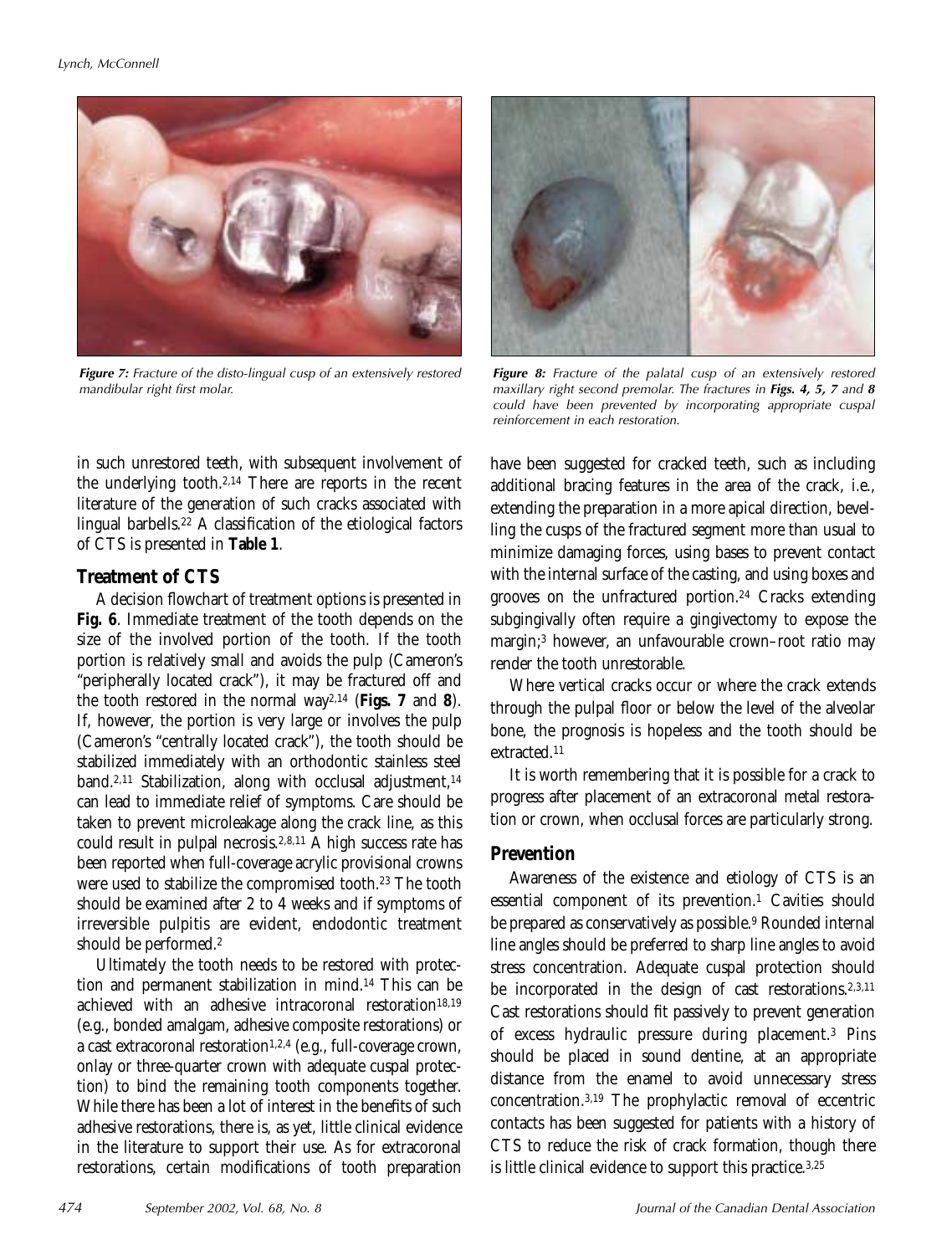*Figure 7: Fracture of the disto-lingual cusp of an extensively restored mandibular right first molar.*

*Figure 8: Fracture of the palatal cusp of an extensively restored maxillary right second premolar. The fractures in **Figs. 4, 5, 7** and **8** could have been prevented by incorporating appropriate cuspal reinforcement in each restoration.*

in such unrestored teeth, with subsequent involvement of the underlying tooth.[2,14] There are reports in the recent literature of the generation of such cracks associated with lingual barbells.[22] A classification of the etiological factors of CTS is presented in **Table 1**.

## Treatment of CTS

A decision flowchart of treatment options is presented in **Fig. 6**. Immediate treatment of the tooth depends on the size of the involved portion of the tooth. If the tooth portion is relatively small and avoids the pulp (Cameron's "peripherally located crack"), it may be fractured off and the tooth restored in the normal way[2,14] (**Figs. 7** and **8**). If, however, the portion is very large or involves the pulp (Cameron's "centrally located crack"), the tooth should be stabilized immediately with an orthodontic stainless steel band.[2,11] Stabilization, along with occlusal adjustment,[14] can lead to immediate relief of symptoms. Care should be taken to prevent microleakage along the crack line, as this could result in pulpal necrosis.[2,8,11] A high success rate has been reported when full-coverage acrylic provisional crowns were used to stabilize the compromised tooth.[23] The tooth should be examined after 2 to 4 weeks and if symptoms of irreversible pulpitis are evident, endodontic treatment should be performed.[2]

Ultimately the tooth needs to be restored with protection and permanent stabilization in mind.[14] This can be achieved with an adhesive intracoronal restoration[18,19] (e.g., bonded amalgam, adhesive composite restorations) or a cast extracoronal restoration[1,2,4] (e.g., full-coverage crown, onlay or three-quarter crown with adequate cuspal protection) to bind the remaining tooth components together. While there has been a lot of interest in the benefits of such adhesive restorations, there is, as yet, little clinical evidence in the literature to support their use. As for extracoronal restorations, certain modifications of tooth preparation have been suggested for cracked teeth, such as including additional bracing features in the area of the crack, i.e., extending the preparation in a more apical direction, bevelling the cusps of the fractured segment more than usual to minimize damaging forces, using bases to prevent contact with the internal surface of the casting, and using boxes and grooves on the unfractured portion.[24] Cracks extending subgingivally often require a gingivectomy to expose the margin;[3] however, an unfavourable crown–root ratio may render the tooth unrestorable.

Where vertical cracks occur or where the crack extends through the pulpal floor or below the level of the alveolar bone, the prognosis is hopeless and the tooth should be extracted.[11]

It is worth remembering that it is possible for a crack to progress after placement of an extracoronal metal restoration or crown, when occlusal forces are particularly strong.

## Prevention

Awareness of the existence and etiology of CTS is an essential component of its prevention.[1] Cavities should be prepared as conservatively as possible.[9] Rounded internal line angles should be preferred to sharp line angles to avoid stress concentration. Adequate cuspal protection should be incorporated in the design of cast restorations.[2,3,11] Cast restorations should fit passively to prevent generation of excess hydraulic pressure during placement.[3] Pins should be placed in sound dentine, at an appropriate distance from the enamel to avoid unnecessary stress concentration.[3,19] The prophylactic removal of eccentric contacts has been suggested for patients with a history of CTS to reduce the risk of crack formation, though there is little clinical evidence to support this practice.[3,25]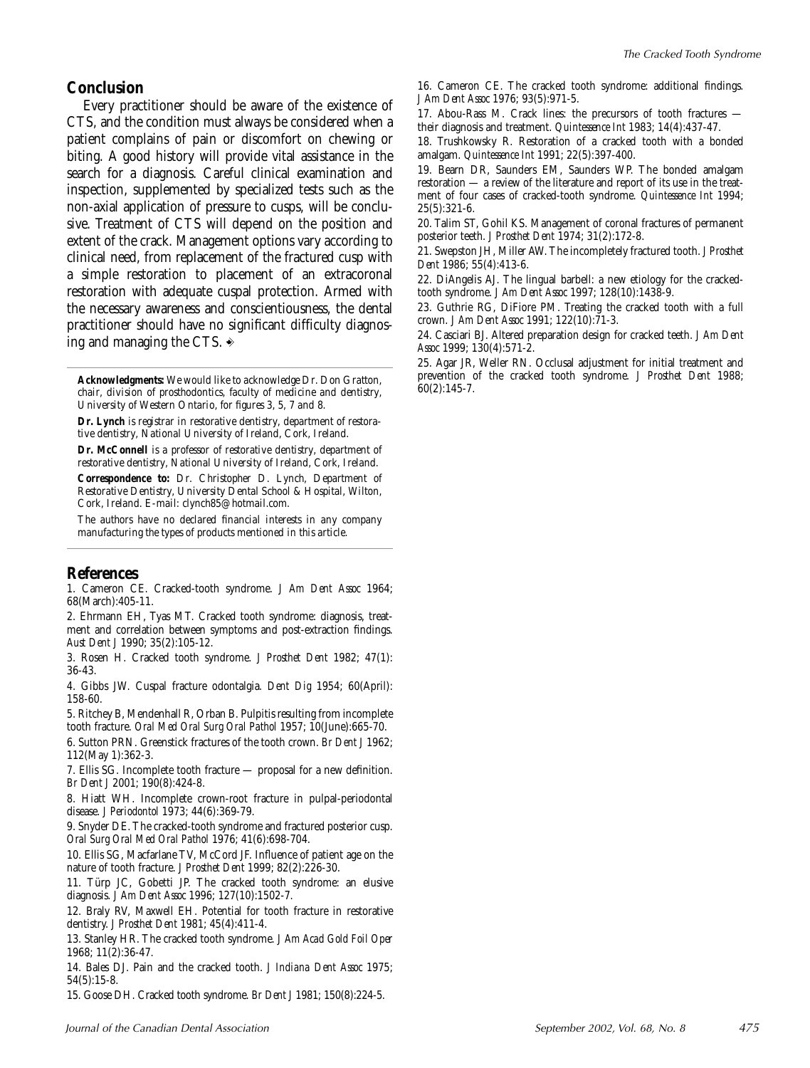## Conclusion

Every practitioner should be aware of the existence of CTS, and the condition must always be considered when a patient complains of pain or discomfort on chewing or biting. A good history will provide vital assistance in the search for a diagnosis. Careful clinical examination and inspection, supplemented by specialized tests such as the non-axial application of pressure to cusps, will be conclusive. Treatment of CTS will depend on the position and extent of the crack. Management options vary according to clinical need, from replacement of the fractured cusp with a simple restoration to placement of an extracoronal restoration with adequate cuspal protection. Armed with the necessary awareness and conscientiousness, the dental practitioner should have no significant difficulty diagnosing and managing the CTS. ◆

**Acknowledgments:** We would like to acknowledge Dr. Don Gratton, chair, division of prosthodontics, faculty of medicine and dentistry, University of Western Ontario, for figures 3, 5, 7 and 8.

**Dr. Lynch** is registrar in restorative dentistry, department of restorative dentistry, National University of Ireland, Cork, Ireland.

**Dr. McConnell** is a professor of restorative dentistry, department of restorative dentistry, National University of Ireland, Cork, Ireland.

**Correspondence to:** Dr. Christopher D. Lynch, Department of Restorative Dentistry, University Dental School & Hospital, Wilton, Cork, Ireland. E-mail: clynch85@hotmail.com.

The authors have no declared financial interests in any company manufacturing the types of products mentioned in this article.

## References

1. Cameron CE. Cracked-tooth syndrome. *J Am Dent Assoc* 1964; 68(March):405-11.
2. Ehrmann EH, Tyas MT. Cracked tooth syndrome: diagnosis, treatment and correlation between symptoms and post-extraction findings. *Aust Dent J* 1990; 35(2):105-12.
3. Rosen H. Cracked tooth syndrome. *J Prosthet Dent* 1982; 47(1): 36-43.
4. Gibbs JW. Cuspal fracture odontalgia. *Dent Dig* 1954; 60(April): 158-60.
5. Ritchey B, Mendenhall R, Orban B. Pulpitis resulting from incomplete tooth fracture. *Oral Med Oral Surg Oral Pathol* 1957; 10(June):665-70.
6. Sutton PRN. Greenstick fractures of the tooth crown. *Br Dent J* 1962; 112(May 1):362-3.
7. Ellis SG. Incomplete tooth fracture — proposal for a new definition. *Br Dent J* 2001; 190(8):424-8.
8. Hiatt WH. Incomplete crown-root fracture in pulpal-periodontal disease. *J Periodontol* 1973; 44(6):369-79.
9. Snyder DE. The cracked-tooth syndrome and fractured posterior cusp. *Oral Surg Oral Med Oral Pathol* 1976; 41(6):698-704.
10. Ellis SG, Macfarlane TV, McCord JF. Influence of patient age on the nature of tooth fracture. *J Prosthet Dent* 1999; 82(2):226-30.
11. Türp JC, Gobetti JP. The cracked tooth syndrome: an elusive diagnosis. *J Am Dent Assoc* 1996; 127(10):1502-7.
12. Braly RV, Maxwell EH. Potential for tooth fracture in restorative dentistry. *J Prosthet Dent* 1981; 45(4):411-4.
13. Stanley HR. The cracked tooth syndrome. *J Am Acad Gold Foil Oper* 1968; 11(2):36-47.
14. Bales DJ. Pain and the cracked tooth. *J Indiana Dent Assoc* 1975; 54(5):15-8.
15. Goose DH. Cracked tooth syndrome. *Br Dent J* 1981; 150(8):224-5.
16. Cameron CE. The cracked tooth syndrome: additional findings. *J Am Dent Assoc* 1976; 93(5):971-5.
17. Abou-Rass M. Crack lines: the precursors of tooth fractures — their diagnosis and treatment. *Quintessence Int* 1983; 14(4):437-47.
18. Trushkowsky R. Restoration of a cracked tooth with a bonded amalgam. *Quintessence Int* 1991; 22(5):397-400.
19. Bearn DR, Saunders EM, Saunders WP. The bonded amalgam restoration — a review of the literature and report of its use in the treatment of four cases of cracked-tooth syndrome. *Quintessence Int* 1994; 25(5):321-6.
20. Talim ST, Gohil KS. Management of coronal fractures of permanent posterior teeth. *J Prosthet Dent* 1974; 31(2):172-8.
21. Swepston JH, Miller AW. The incompletely fractured tooth. *J Prosthet Dent* 1986; 55(4):413-6.
22. DiAngelis AJ. The lingual barbell: a new etiology for the cracked-tooth syndrome. *J Am Dent Assoc* 1997; 128(10):1438-9.
23. Guthrie RG, DiFiore PM. Treating the cracked tooth with a full crown. *J Am Dent Assoc* 1991; 122(10):71-3.
24. Casciari BJ. Altered preparation design for cracked teeth. *J Am Dent Assoc* 1999; 130(4):571-2.
25. Agar JR, Weller RN. Occlusal adjustment for initial treatment and prevention of the cracked tooth syndrome. *J Prosthet Dent* 1988; 60(2):145-7.